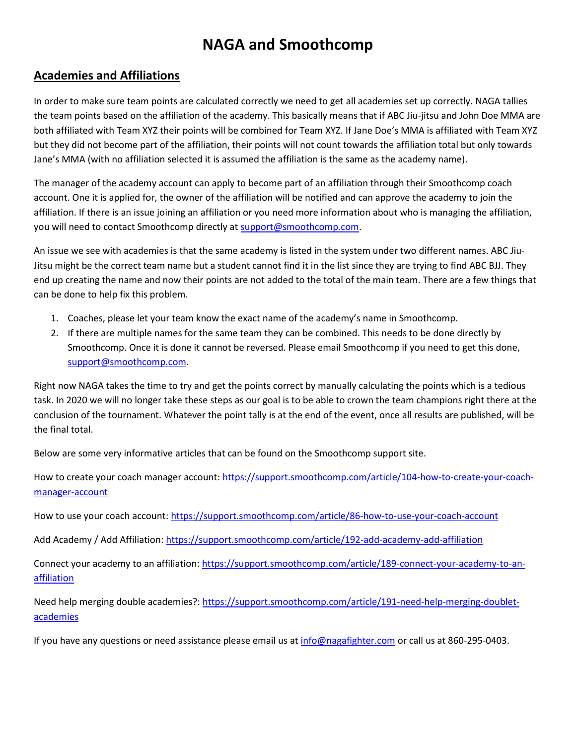# NAGA and Smoothcomp

## Academies and Affiliations

In order to make sure team points are calculated correctly we need to get all academies set up correctly. NAGA tallies the team points based on the affiliation of the academy. This basically means that if ABC Jiu-jitsu and John Doe MMA are both affiliated with Team XYZ their points will be combined for Team XYZ. If Jane Doe's MMA is affiliated with Team XYZ but they did not become part of the affiliation, their points will not count towards the affiliation total but only towards Jane's MMA (with no affiliation selected it is assumed the affiliation is the same as the academy name).

The manager of the academy account can apply to become part of an affiliation through their Smoothcomp coach account. One it is applied for, the owner of the affiliation will be notified and can approve the academy to join the affiliation. If there is an issue joining an affiliation or you need more information about who is managing the affiliation, you will need to contact Smoothcomp directly at [support@smoothcomp.com](mailto:support@smoothcomp.com).

An issue we see with academies is that the same academy is listed in the system under two different names. ABC Jiu-Jitsu might be the correct team name but a student cannot find it in the list since they are trying to find ABC BJJ. They end up creating the name and now their points are not added to the total of the main team. There are a few things that can be done to help fix this problem.

1. Coaches, please let your team know the exact name of the academy's name in Smoothcomp.
2. If there are multiple names for the same team they can be combined. This needs to be done directly by Smoothcomp. Once it is done it cannot be reversed. Please email Smoothcomp if you need to get this done, [support@smoothcomp.com](mailto:support@smoothcomp.com).

Right now NAGA takes the time to try and get the points correct by manually calculating the points which is a tedious task. In 2020 we will no longer take these steps as our goal is to be able to crown the team champions right there at the conclusion of the tournament. Whatever the point tally is at the end of the event, once all results are published, will be the final total.

Below are some very informative articles that can be found on the Smoothcomp support site.

How to create your coach manager account: https://support.smoothcomp.com/article/104-how-to-create-your-coach-manager-account

How to use your coach account: https://support.smoothcomp.com/article/86-how-to-use-your-coach-account

Add Academy / Add Affiliation: https://support.smoothcomp.com/article/192-add-academy-add-affiliation

Connect your academy to an affiliation: https://support.smoothcomp.com/article/189-connect-your-academy-to-an-affiliation

Need help merging double academies?: https://support.smoothcomp.com/article/191-need-help-merging-doublet-academies

If you have any questions or need assistance please email us at [info@nagafighter.com](mailto:info@nagafighter.com) or call us at 860-295-0403.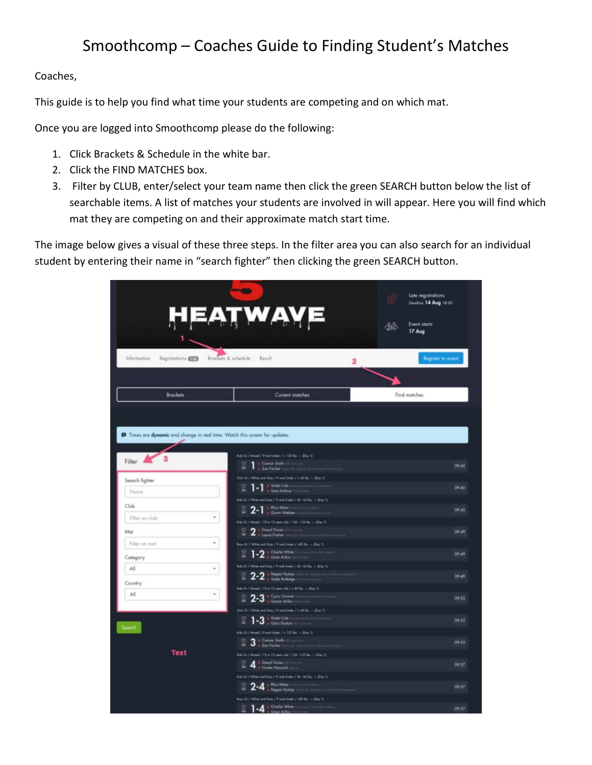# Smoothcomp – Coaches Guide to Finding Student's Matches

Coaches,

This guide is to help you find what time your students are competing and on which mat.

Once you are logged into Smoothcomp please do the following:

1. Click Brackets & Schedule in the white bar.
2. Click the FIND MATCHES box.
3. Filter by CLUB, enter/select your team name then click the green SEARCH button below the list of searchable items. A list of matches your students are involved in will appear. Here you will find which mat they are competing on and their approximate match start time.

The image below gives a visual of these three steps. In the filter area you can also search for an individual student by entering their name in "search fighter" then clicking the green SEARCH button.